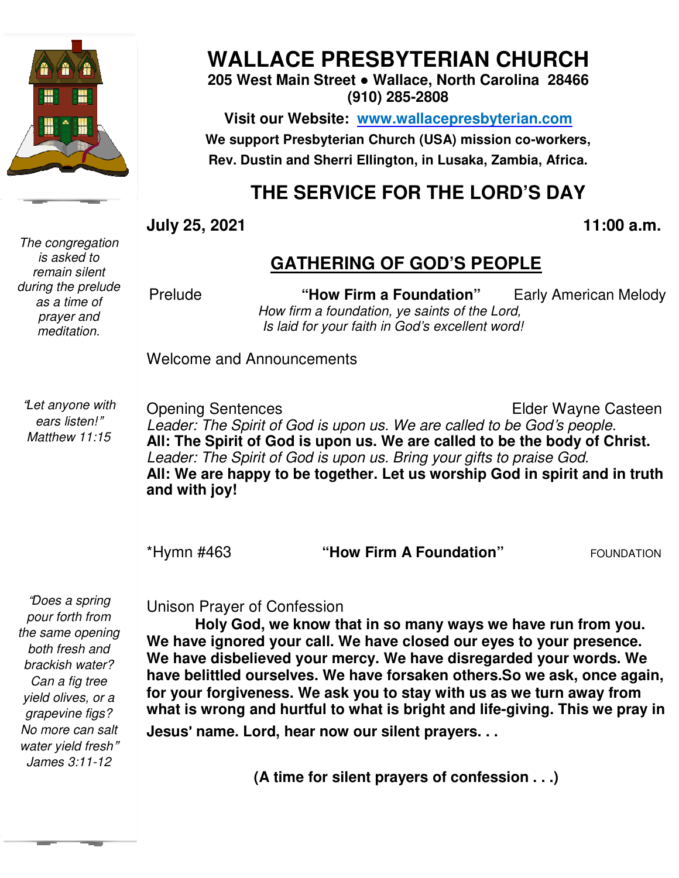# WALLACE PRESBYTERIAN CHURCH

**205 West Main Street • Wallace, North Carolina 28466**
**(910) 285-2808**

**Visit our Website: [www.wallacepresbyterian.com](http://www.wallacepresbyterian.com)**

**We support Presbyterian Church (USA) mission co-workers, Rev. Dustin and Sherri Ellington, in Lusaka, Zambia, Africa.**

## THE SERVICE FOR THE LORD'S DAY

**July 25, 2021** **11:00 a.m.**

### GATHERING OF GOD'S PEOPLE

*The congregation is asked to remain silent during the prelude as a time of prayer and meditation.*

Prelude **"How Firm a Foundation"** Early American Melody

*How firm a foundation, ye saints of the Lord,*
*Is laid for your faith in God's excellent word!*

Welcome and Announcements

*"Let anyone with ears listen!" Matthew 11:15*

Opening Sentences Elder Wayne Casteen

*Leader: The Spirit of God is upon us. We are called to be God's people.*
**All: The Spirit of God is upon us. We are called to be the body of Christ.**
*Leader: The Spirit of God is upon us. Bring your gifts to praise God.*
**All: We are happy to be together. Let us worship God in spirit and in truth and with joy!**

*Hymn #463 **"How Firm A Foundation"** FOUNDATION

*"Does a spring pour forth from the same opening both fresh and brackish water? Can a fig tree yield olives, or a grapevine figs? No more can salt water yield fresh" James 3:11-12*

Unison Prayer of Confession

**Holy God, we know that in so many ways we have run from you. We have ignored your call. We have closed our eyes to your presence. We have disbelieved your mercy. We have disregarded your words. We have belittled ourselves. We have forsaken others.So we ask, once again, for your forgiveness. We ask you to stay with us as we turn away from what is wrong and hurtful to what is bright and life-giving. This we pray in Jesus' name. Lord, hear now our silent prayers. . .**

**(A time for silent prayers of confession . . .)**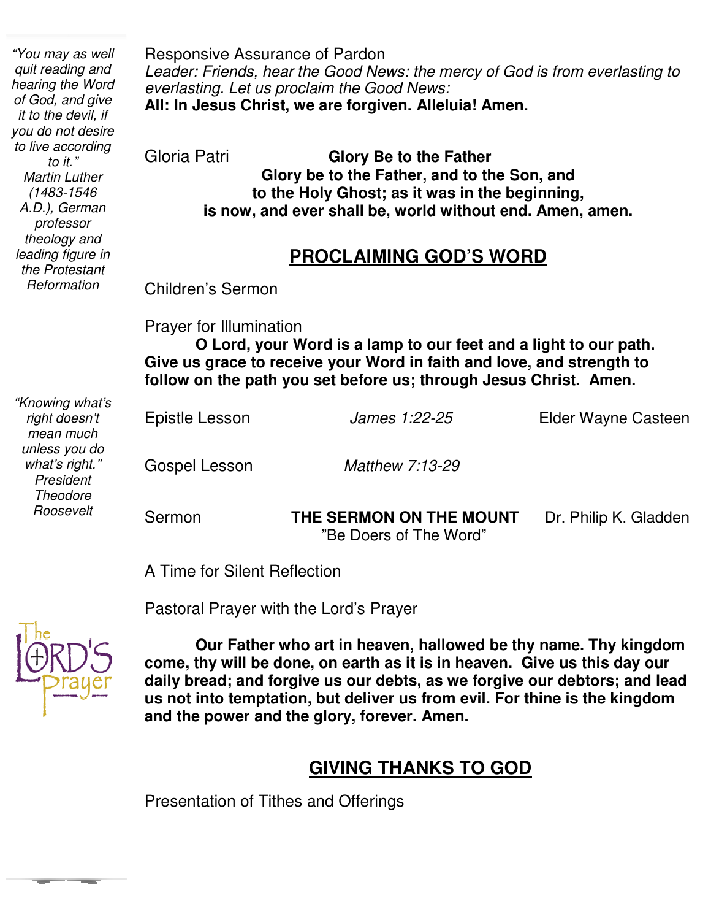*"You may as well quit reading and hearing the Word of God, and give it to the devil, if you do not desire to live according to it."*
*Martin Luther (1483-1546 A.D.), German professor theology and leading figure in the Protestant Reformation*

Responsive Assurance of Pardon
*Leader: Friends, hear the Good News: the mercy of God is from everlasting to everlasting. Let us proclaim the Good News:*
**All: In Jesus Christ, we are forgiven. Alleluia! Amen.**

Gloria Patri **Glory Be to the Father**

**Glory be to the Father, and to the Son, and to the Holy Ghost; as it was in the beginning, is now, and ever shall be, world without end. Amen, amen.**

## PROCLAIMING GOD'S WORD

Children's Sermon

Prayer for Illumination

**O Lord, your Word is a lamp to our feet and a light to our path. Give us grace to receive your Word in faith and love, and strength to follow on the path you set before us; through Jesus Christ. Amen.**

*"Knowing what's right doesn't mean much unless you do what's right."*
*President Theodore Roosevelt*

Epistle Lesson *James 1:22-25* Elder Wayne Casteen

Gospel Lesson *Matthew 7:13-29*

Sermon **THE SERMON ON THE MOUNT** Dr. Philip K. Gladden
"Be Doers of The Word"

A Time for Silent Reflection

Pastoral Prayer with the Lord's Prayer

**Our Father who art in heaven, hallowed be thy name. Thy kingdom come, thy will be done, on earth as it is in heaven. Give us this day our daily bread; and forgive us our debts, as we forgive our debtors; and lead us not into temptation, but deliver us from evil. For thine is the kingdom and the power and the glory, forever. Amen.**

## GIVING THANKS TO GOD

Presentation of Tithes and Offerings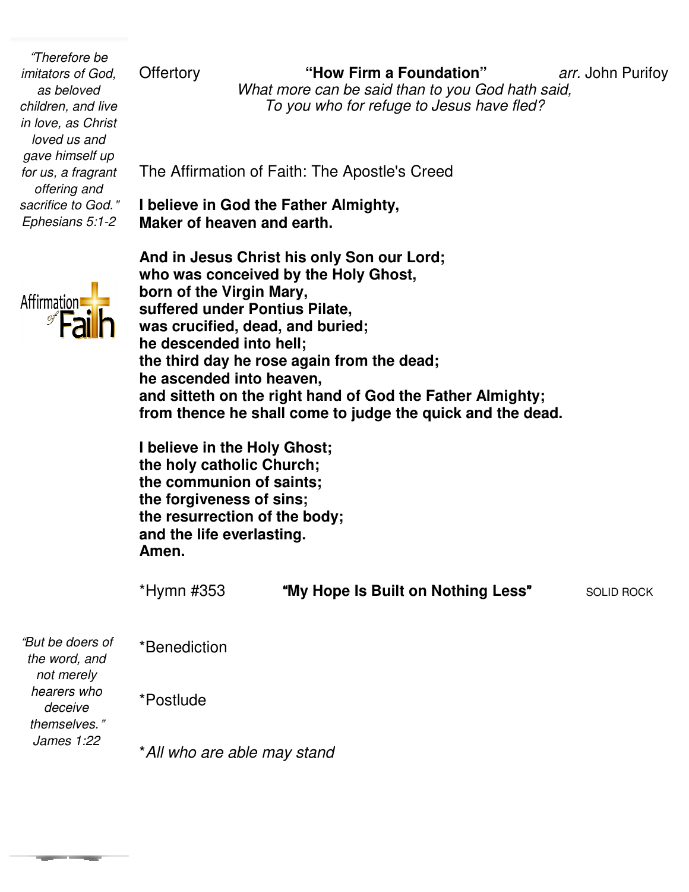*"Therefore be imitators of God, as beloved children, and live in love, as Christ loved us and gave himself up for us, a fragrant offering and sacrifice to God." Ephesians 5:1-2*

Offertory **"How Firm a Foundation"** *arr.* John Purifoy

*What more can be said than to you God hath said,*
*To you who for refuge to Jesus have fled?*

The Affirmation of Faith: The Apostle's Creed

**I believe in God the Father Almighty,**
**Maker of heaven and earth.**

**And in Jesus Christ his only Son our Lord;**
**who was conceived by the Holy Ghost,**
**born of the Virgin Mary,**
**suffered under Pontius Pilate,**
**was crucified, dead, and buried;**
**he descended into hell;**
**the third day he rose again from the dead;**
**he ascended into heaven,**
**and sitteth on the right hand of God the Father Almighty;**
**from thence he shall come to judge the quick and the dead.**

**I believe in the Holy Ghost;**
**the holy catholic Church;**
**the communion of saints;**
**the forgiveness of sins;**
**the resurrection of the body;**
**and the life everlasting.**
**Amen.**

*Hymn #353 **"My Hope Is Built on Nothing Less"** SOLID ROCK

*"But be doers of the word, and not merely hearers who deceive themselves." James 1:22*

*Benediction

*Postlude

*\*All who are able may stand*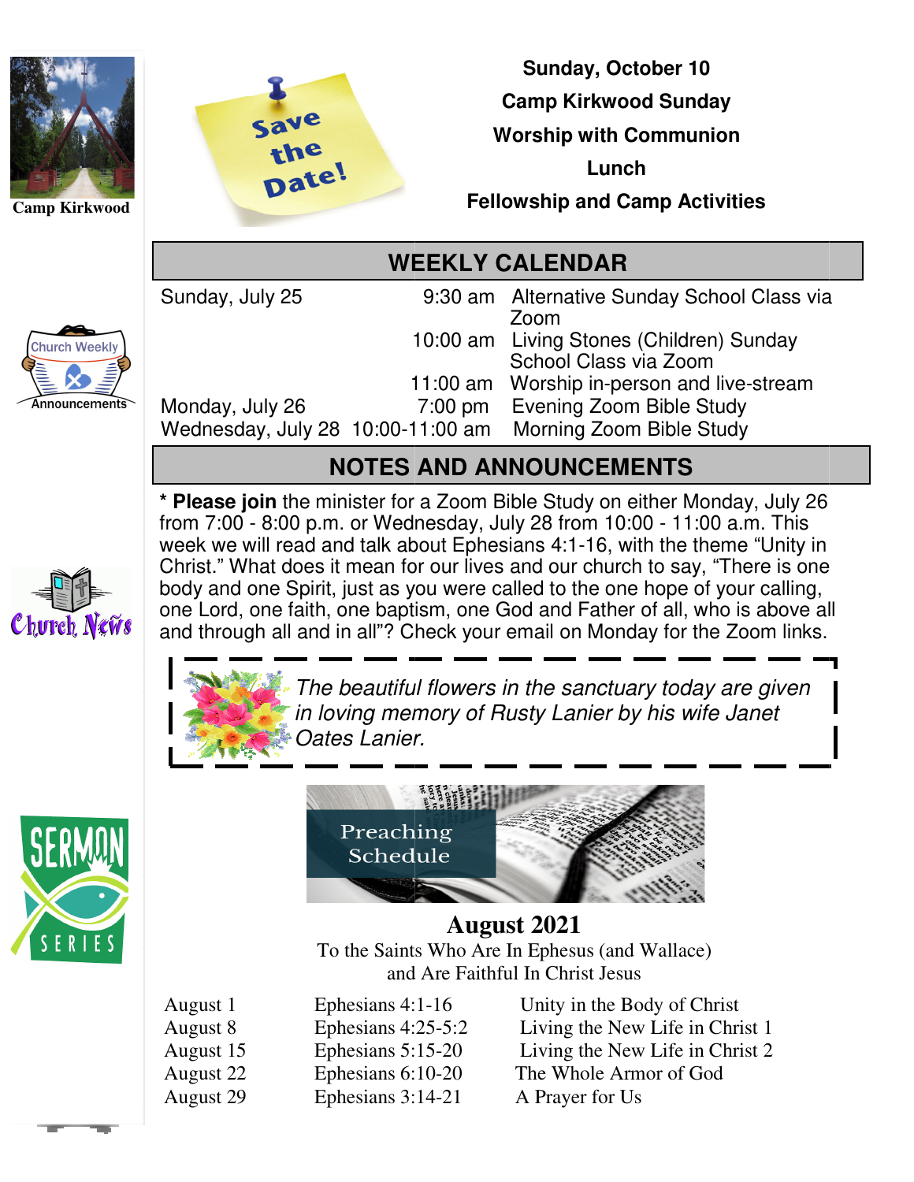Camp Kirkwood

Save the Date!

**Sunday, October 10**
**Camp Kirkwood Sunday**
**Worship with Communion**
**Lunch**
**Fellowship and Camp Activities**

## WEEKLY CALENDAR

| | | |
|---|---|---|
| Sunday, July 25 | 9:30 am | Alternative Sunday School Class via Zoom |
| | 10:00 am | Living Stones (Children) Sunday School Class via Zoom |
| | 11:00 am | Worship in-person and live-stream |
| Monday, July 26 | 7:00 pm | Evening Zoom Bible Study |
| Wednesday, July 28 | 10:00-11:00 am | Morning Zoom Bible Study |

## NOTES AND ANNOUNCEMENTS

* **Please join** the minister for a Zoom Bible Study on either Monday, July 26 from 7:00 - 8:00 p.m. or Wednesday, July 28 from 10:00 - 11:00 a.m. This week we will read and talk about Ephesians 4:1-16, with the theme "Unity in Christ." What does it mean for our lives and our church to say, "There is one body and one Spirit, just as you were called to the one hope of your calling, one Lord, one faith, one baptism, one God and Father of all, who is above all and through all and in all"? Check your email on Monday for the Zoom links.

*The beautiful flowers in the sanctuary today are given in loving memory of Rusty Lanier by his wife Janet Oates Lanier.*

Preaching Schedule

## August 2021

To the Saints Who Are In Ephesus (and Wallace)
and Are Faithful In Christ Jesus

| | | |
|---|---|---|
| August 1 | Ephesians 4:1-16 | Unity in the Body of Christ |
| August 8 | Ephesians 4:25-5:2 | Living the New Life in Christ 1 |
| August 15 | Ephesians 5:15-20 | Living the New Life in Christ 2 |
| August 22 | Ephesians 6:10-20 | The Whole Armor of God |
| August 29 | Ephesians 3:14-21 | A Prayer for Us |